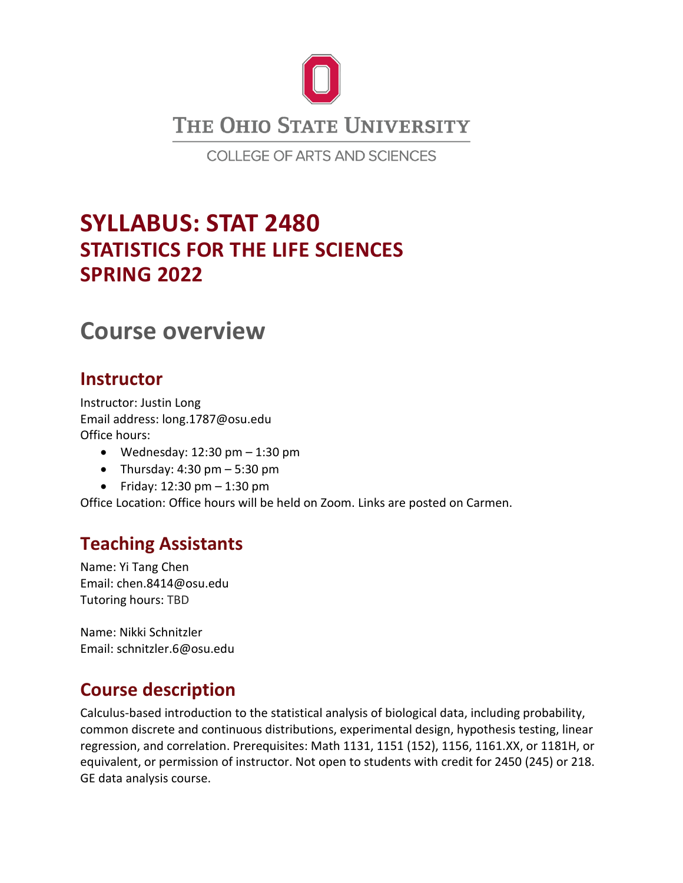THE OHIO STATE UNIVERSITY

COLLEGE OF ARTS AND SCIENCES

# SYLLABUS: STAT 2480
# STATISTICS FOR THE LIFE SCIENCES
# SPRING 2022

# Course overview

## Instructor

Instructor: Justin Long
Email address: long.1787@osu.edu
Office hours:

- Wednesday: 12:30 pm – 1:30 pm
- Thursday: 4:30 pm – 5:30 pm
- Friday: 12:30 pm – 1:30 pm

Office Location: Office hours will be held on Zoom. Links are posted on Carmen.

## Teaching Assistants

Name: Yi Tang Chen
Email: chen.8414@osu.edu
Tutoring hours: TBD

Name: Nikki Schnitzler
Email: schnitzler.6@osu.edu

## Course description

Calculus-based introduction to the statistical analysis of biological data, including probability, common discrete and continuous distributions, experimental design, hypothesis testing, linear regression, and correlation. Prerequisites: Math 1131, 1151 (152), 1156, 1161.XX, or 1181H, or equivalent, or permission of instructor. Not open to students with credit for 2450 (245) or 218. GE data analysis course.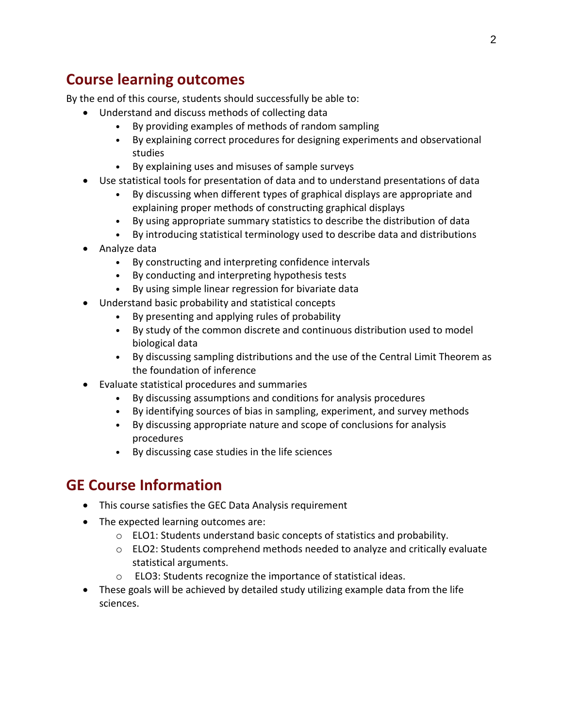## Course learning outcomes

By the end of this course, students should successfully be able to:

- Understand and discuss methods of collecting data
  - By providing examples of methods of random sampling
  - By explaining correct procedures for designing experiments and observational studies
  - By explaining uses and misuses of sample surveys
- Use statistical tools for presentation of data and to understand presentations of data
  - By discussing when different types of graphical displays are appropriate and explaining proper methods of constructing graphical displays
  - By using appropriate summary statistics to describe the distribution of data
  - By introducing statistical terminology used to describe data and distributions
- Analyze data
  - By constructing and interpreting confidence intervals
  - By conducting and interpreting hypothesis tests
  - By using simple linear regression for bivariate data
- Understand basic probability and statistical concepts
  - By presenting and applying rules of probability
  - By study of the common discrete and continuous distribution used to model biological data
  - By discussing sampling distributions and the use of the Central Limit Theorem as the foundation of inference
- Evaluate statistical procedures and summaries
  - By discussing assumptions and conditions for analysis procedures
  - By identifying sources of bias in sampling, experiment, and survey methods
  - By discussing appropriate nature and scope of conclusions for analysis procedures
  - By discussing case studies in the life sciences

## GE Course Information

- This course satisfies the GEC Data Analysis requirement
- The expected learning outcomes are:
  - ELO1: Students understand basic concepts of statistics and probability.
  - ELO2: Students comprehend methods needed to analyze and critically evaluate statistical arguments.
  - ELO3: Students recognize the importance of statistical ideas.
- These goals will be achieved by detailed study utilizing example data from the life sciences.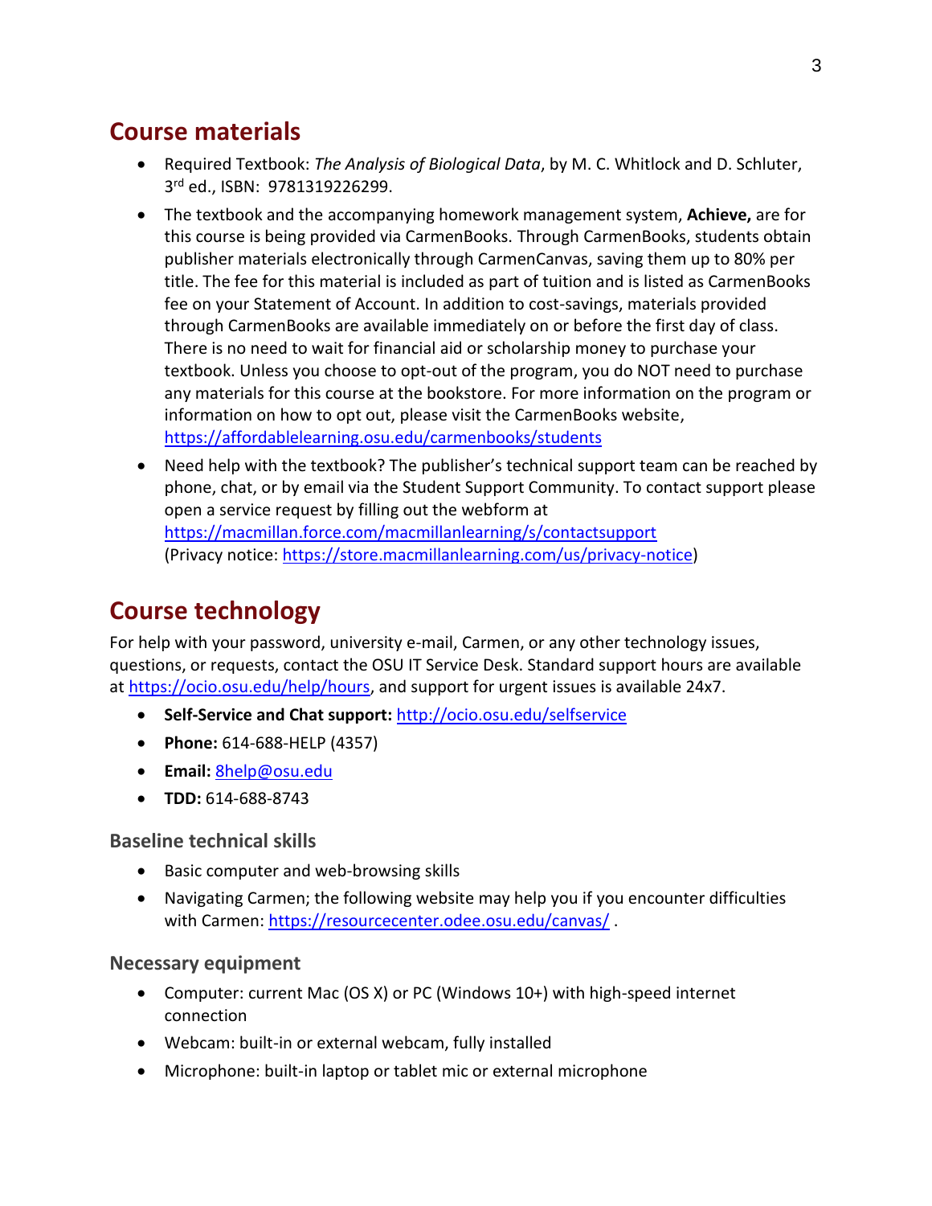## Course materials

- Required Textbook: *The Analysis of Biological Data*, by M. C. Whitlock and D. Schluter, 3rd ed., ISBN: 9781319226299.
- The textbook and the accompanying homework management system, **Achieve,** are for this course is being provided via CarmenBooks. Through CarmenBooks, students obtain publisher materials electronically through CarmenCanvas, saving them up to 80% per title. The fee for this material is included as part of tuition and is listed as CarmenBooks fee on your Statement of Account. In addition to cost-savings, materials provided through CarmenBooks are available immediately on or before the first day of class. There is no need to wait for financial aid or scholarship money to purchase your textbook. Unless you choose to opt-out of the program, you do NOT need to purchase any materials for this course at the bookstore. For more information on the program or information on how to opt out, please visit the CarmenBooks website, https://affordablelearning.osu.edu/carmenbooks/students
- Need help with the textbook? The publisher's technical support team can be reached by phone, chat, or by email via the Student Support Community. To contact support please open a service request by filling out the webform at https://macmillan.force.com/macmillanlearning/s/contactsupport (Privacy notice: https://store.macmillanlearning.com/us/privacy-notice)

## Course technology

For help with your password, university e-mail, Carmen, or any other technology issues, questions, or requests, contact the OSU IT Service Desk. Standard support hours are available at https://ocio.osu.edu/help/hours, and support for urgent issues is available 24x7.

- **Self-Service and Chat support:** http://ocio.osu.edu/selfservice
- **Phone:** 614-688-HELP (4357)
- **Email:** 8help@osu.edu
- **TDD:** 614-688-8743

### Baseline technical skills

- Basic computer and web-browsing skills
- Navigating Carmen; the following website may help you if you encounter difficulties with Carmen: https://resourcecenter.odee.osu.edu/canvas/ .

### Necessary equipment

- Computer: current Mac (OS X) or PC (Windows 10+) with high-speed internet connection
- Webcam: built-in or external webcam, fully installed
- Microphone: built-in laptop or tablet mic or external microphone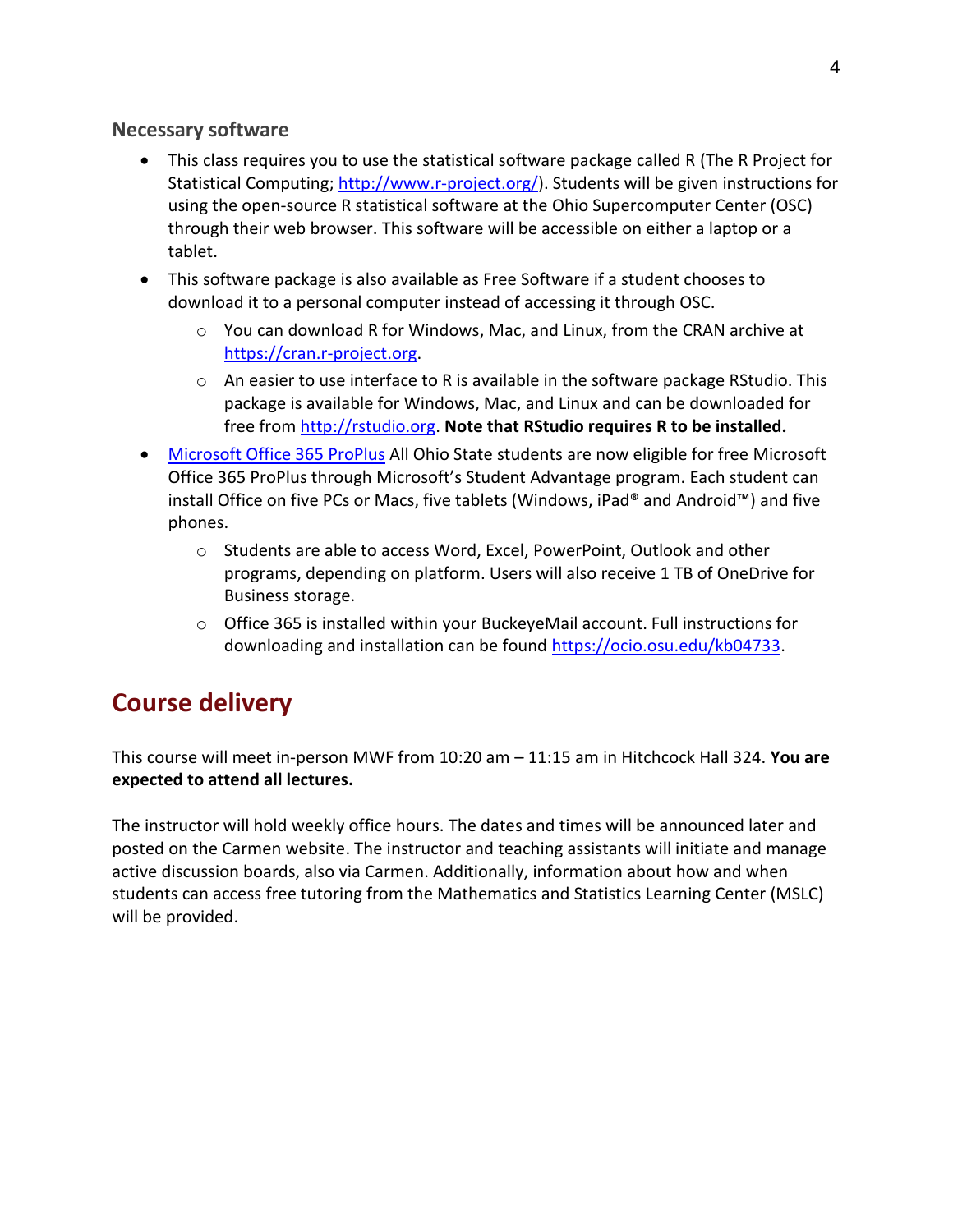### Necessary software

- This class requires you to use the statistical software package called R (The R Project for Statistical Computing; [http://www.r-project.org/](http://www.r-project.org/)). Students will be given instructions for using the open-source R statistical software at the Ohio Supercomputer Center (OSC) through their web browser. This software will be accessible on either a laptop or a tablet.
- This software package is also available as Free Software if a student chooses to download it to a personal computer instead of accessing it through OSC.
    - You can download R for Windows, Mac, and Linux, from the CRAN archive at [https://cran.r-project.org](https://cran.r-project.org).
    - An easier to use interface to R is available in the software package RStudio. This package is available for Windows, Mac, and Linux and can be downloaded for free from [http://rstudio.org](http://rstudio.org). **Note that RStudio requires R to be installed.**
- Microsoft Office 365 ProPlus All Ohio State students are now eligible for free Microsoft Office 365 ProPlus through Microsoft's Student Advantage program. Each student can install Office on five PCs or Macs, five tablets (Windows, iPad® and Android™) and five phones.
    - Students are able to access Word, Excel, PowerPoint, Outlook and other programs, depending on platform. Users will also receive 1 TB of OneDrive for Business storage.
    - Office 365 is installed within your BuckeyeMail account. Full instructions for downloading and installation can be found [https://ocio.osu.edu/kb04733](https://ocio.osu.edu/kb04733).

## Course delivery

This course will meet in-person MWF from 10:20 am – 11:15 am in Hitchcock Hall 324. **You are expected to attend all lectures.**

The instructor will hold weekly office hours. The dates and times will be announced later and posted on the Carmen website. The instructor and teaching assistants will initiate and manage active discussion boards, also via Carmen. Additionally, information about how and when students can access free tutoring from the Mathematics and Statistics Learning Center (MSLC) will be provided.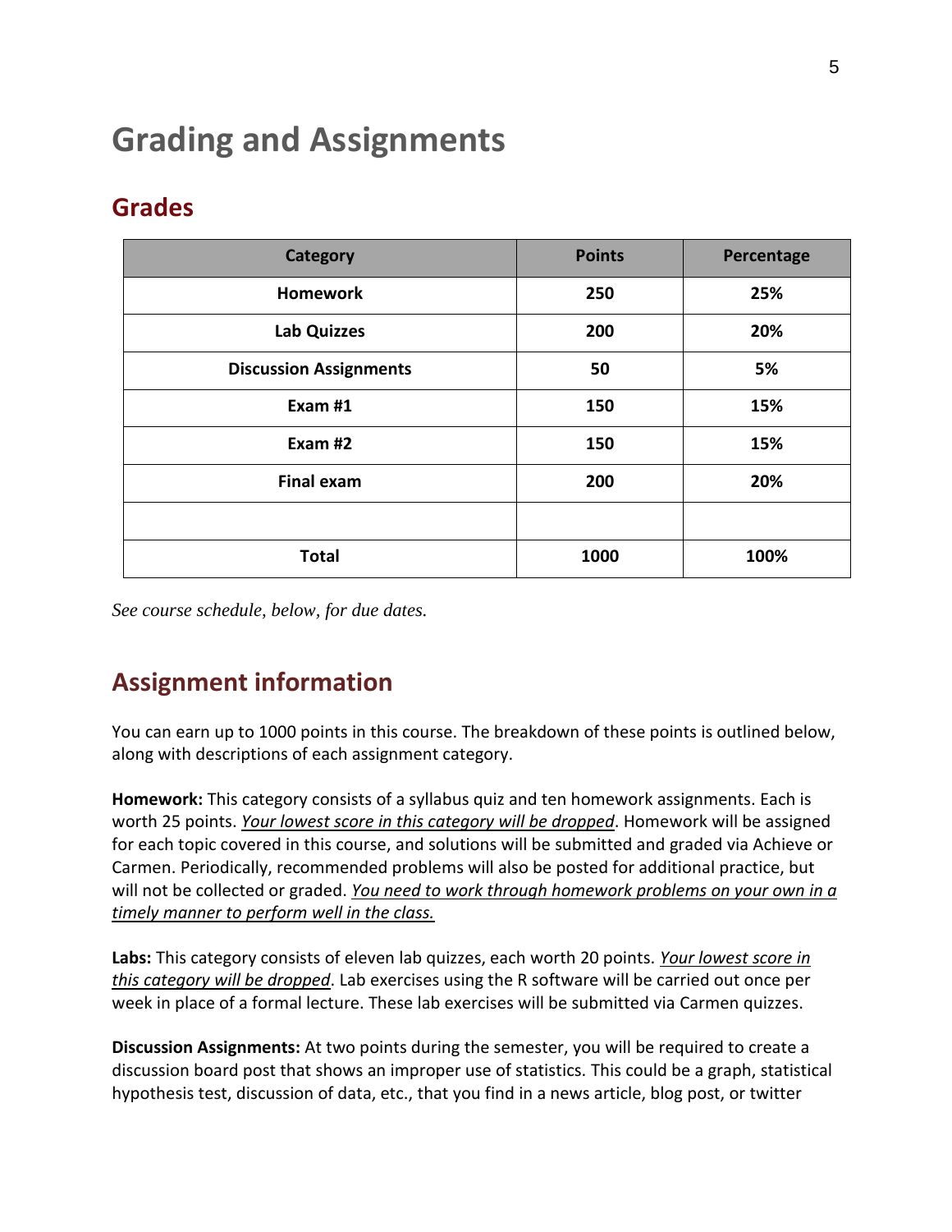# Grading and Assignments

## Grades

| Category | Points | Percentage |
|---|---|---|
| **Homework** | **250** | **25%** |
| **Lab Quizzes** | **200** | **20%** |
| **Discussion Assignments** | **50** | **5%** |
| **Exam #1** | **150** | **15%** |
| **Exam #2** | **150** | **15%** |
| **Final exam** | **200** | **20%** |
| | | |
| **Total** | **1000** | **100%** |

*See course schedule, below, for due dates.*

## Assignment information

You can earn up to 1000 points in this course. The breakdown of these points is outlined below, along with descriptions of each assignment category.

**Homework:** This category consists of a syllabus quiz and ten homework assignments. Each is worth 25 points. *Your lowest score in this category will be dropped*. Homework will be assigned for each topic covered in this course, and solutions will be submitted and graded via Achieve or Carmen. Periodically, recommended problems will also be posted for additional practice, but will not be collected or graded. *You need to work through homework problems on your own in a timely manner to perform well in the class.*

**Labs:** This category consists of eleven lab quizzes, each worth 20 points. *Your lowest score in this category will be dropped*. Lab exercises using the R software will be carried out once per week in place of a formal lecture. These lab exercises will be submitted via Carmen quizzes.

**Discussion Assignments:** At two points during the semester, you will be required to create a discussion board post that shows an improper use of statistics. This could be a graph, statistical hypothesis test, discussion of data, etc., that you find in a news article, blog post, or twitter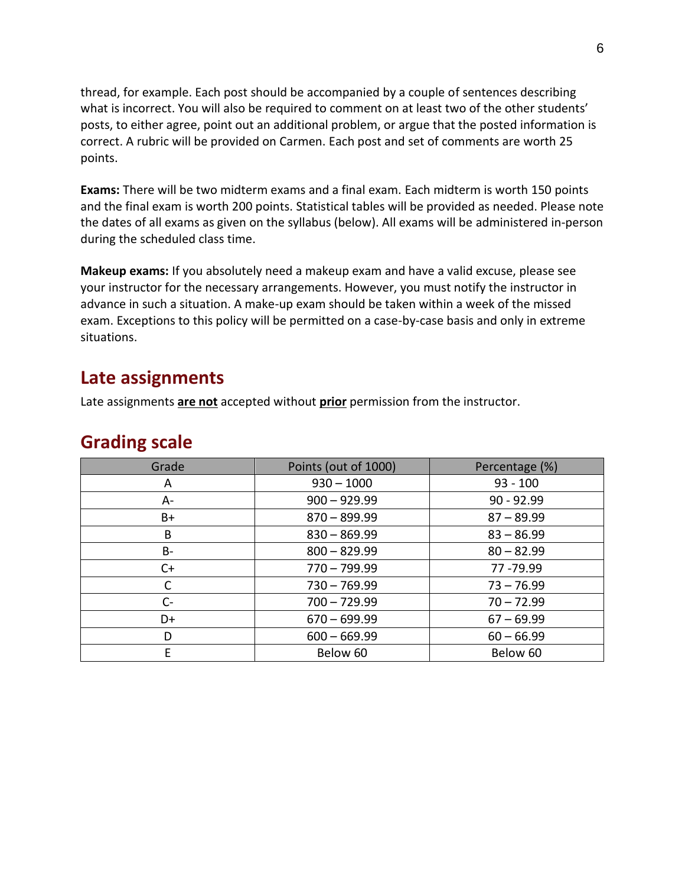thread, for example. Each post should be accompanied by a couple of sentences describing what is incorrect. You will also be required to comment on at least two of the other students' posts, to either agree, point out an additional problem, or argue that the posted information is correct. A rubric will be provided on Carmen. Each post and set of comments are worth 25 points.

**Exams:** There will be two midterm exams and a final exam. Each midterm is worth 150 points and the final exam is worth 200 points. Statistical tables will be provided as needed. Please note the dates of all exams as given on the syllabus (below). All exams will be administered in-person during the scheduled class time.

**Makeup exams:** If you absolutely need a makeup exam and have a valid excuse, please see your instructor for the necessary arrangements. However, you must notify the instructor in advance in such a situation. A make-up exam should be taken within a week of the missed exam. Exceptions to this policy will be permitted on a case-by-case basis and only in extreme situations.

## Late assignments

Late assignments **are not** accepted without **prior** permission from the instructor.

## Grading scale

| Grade | Points (out of 1000) | Percentage (%) |
|---|---|---|
| A | 930 – 1000 | 93 - 100 |
| A- | 900 – 929.99 | 90 - 92.99 |
| B+ | 870 – 899.99 | 87 – 89.99 |
| B | 830 – 869.99 | 83 – 86.99 |
| B- | 800 – 829.99 | 80 – 82.99 |
| C+ | 770 – 799.99 | 77 -79.99 |
| C | 730 – 769.99 | 73 – 76.99 |
| C- | 700 – 729.99 | 70 – 72.99 |
| D+ | 670 – 699.99 | 67 – 69.99 |
| D | 600 – 669.99 | 60 – 66.99 |
| E | Below 60 | Below 60 |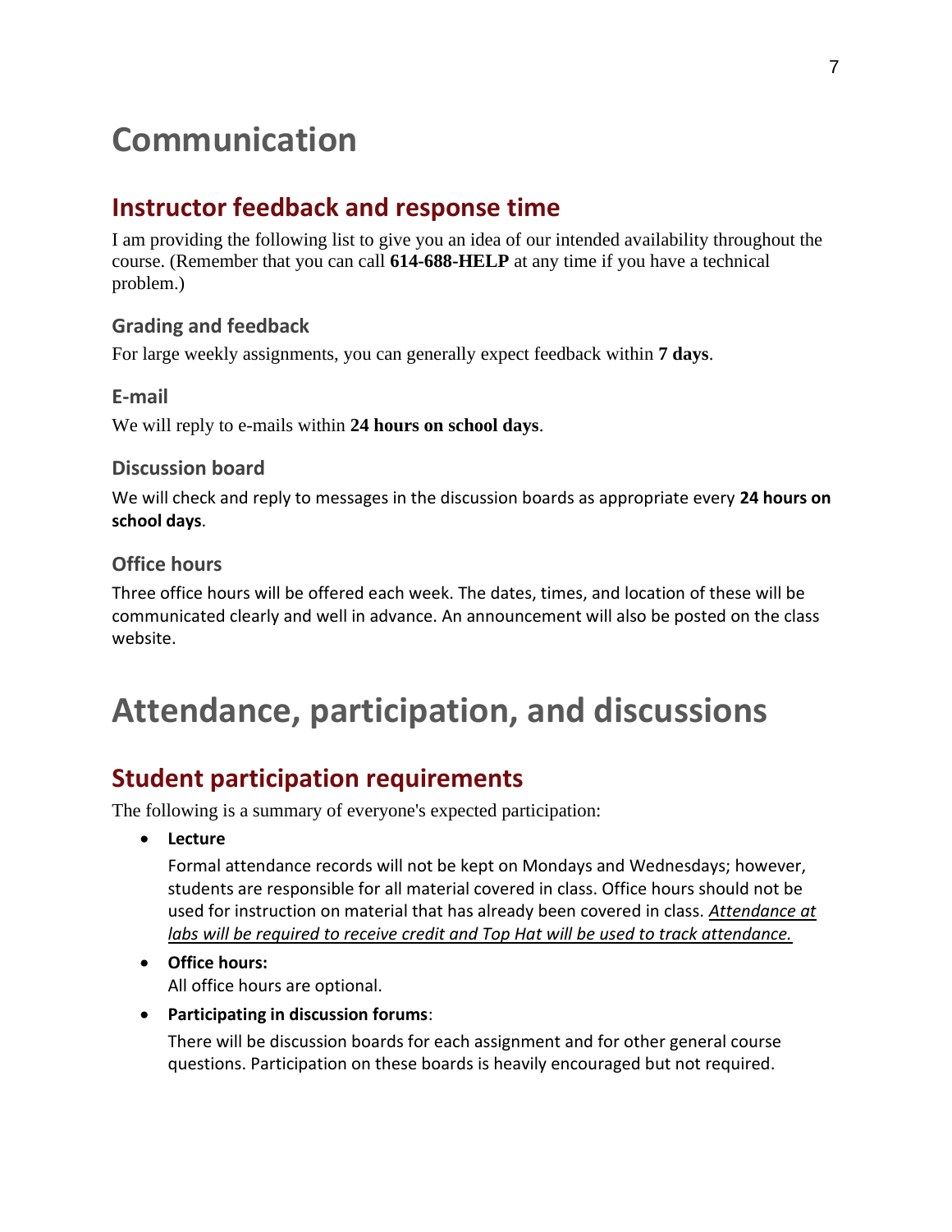# Communication

## Instructor feedback and response time

I am providing the following list to give you an idea of our intended availability throughout the course. (Remember that you can call **614-688-HELP** at any time if you have a technical problem.)

### Grading and feedback

For large weekly assignments, you can generally expect feedback within **7 days**.

### E-mail

We will reply to e-mails within **24 hours on school days**.

### Discussion board

We will check and reply to messages in the discussion boards as appropriate every **24 hours on school days**.

### Office hours

Three office hours will be offered each week. The dates, times, and location of these will be communicated clearly and well in advance. An announcement will also be posted on the class website.

# Attendance, participation, and discussions

## Student participation requirements

The following is a summary of everyone's expected participation:

- **Lecture**

  Formal attendance records will not be kept on Mondays and Wednesdays; however, students are responsible for all material covered in class. Office hours should not be used for instruction on material that has already been covered in class. *Attendance at labs will be required to receive credit and Top Hat will be used to track attendance.*

- **Office hours:**
  All office hours are optional.

- **Participating in discussion forums**:

  There will be discussion boards for each assignment and for other general course questions. Participation on these boards is heavily encouraged but not required.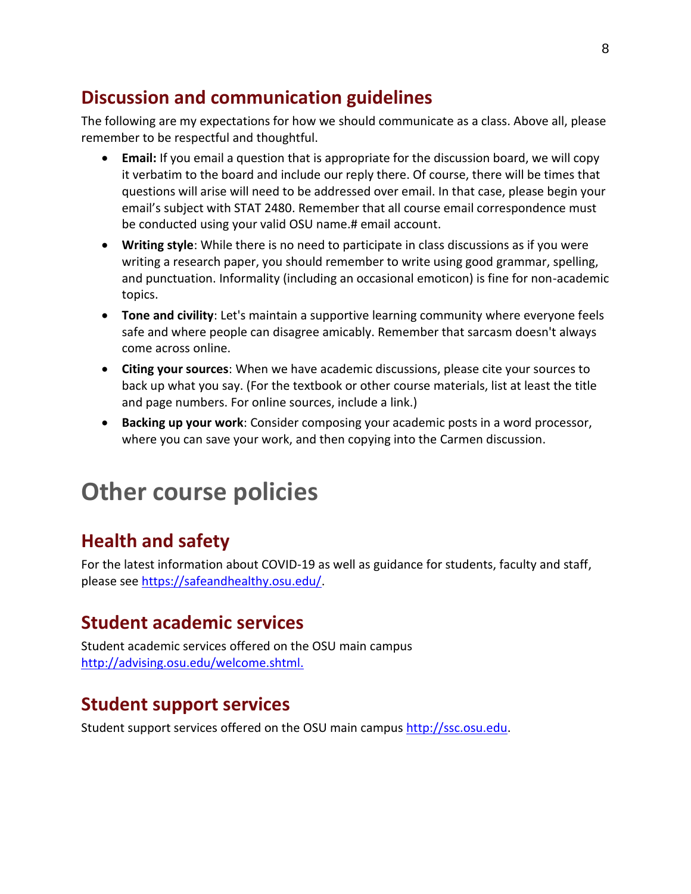## Discussion and communication guidelines

The following are my expectations for how we should communicate as a class. Above all, please remember to be respectful and thoughtful.

- **Email:** If you email a question that is appropriate for the discussion board, we will copy it verbatim to the board and include our reply there. Of course, there will be times that questions will arise will need to be addressed over email. In that case, please begin your email's subject with STAT 2480. Remember that all course email correspondence must be conducted using your valid OSU name.# email account.
- **Writing style**: While there is no need to participate in class discussions as if you were writing a research paper, you should remember to write using good grammar, spelling, and punctuation. Informality (including an occasional emoticon) is fine for non-academic topics.
- **Tone and civility**: Let's maintain a supportive learning community where everyone feels safe and where people can disagree amicably. Remember that sarcasm doesn't always come across online.
- **Citing your sources**: When we have academic discussions, please cite your sources to back up what you say. (For the textbook or other course materials, list at least the title and page numbers. For online sources, include a link.)
- **Backing up your work**: Consider composing your academic posts in a word processor, where you can save your work, and then copying into the Carmen discussion.

# Other course policies

## Health and safety

For the latest information about COVID-19 as well as guidance for students, faculty and staff, please see https://safeandhealthy.osu.edu/.

## Student academic services

Student academic services offered on the OSU main campus
http://advising.osu.edu/welcome.shtml.

## Student support services

Student support services offered on the OSU main campus http://ssc.osu.edu.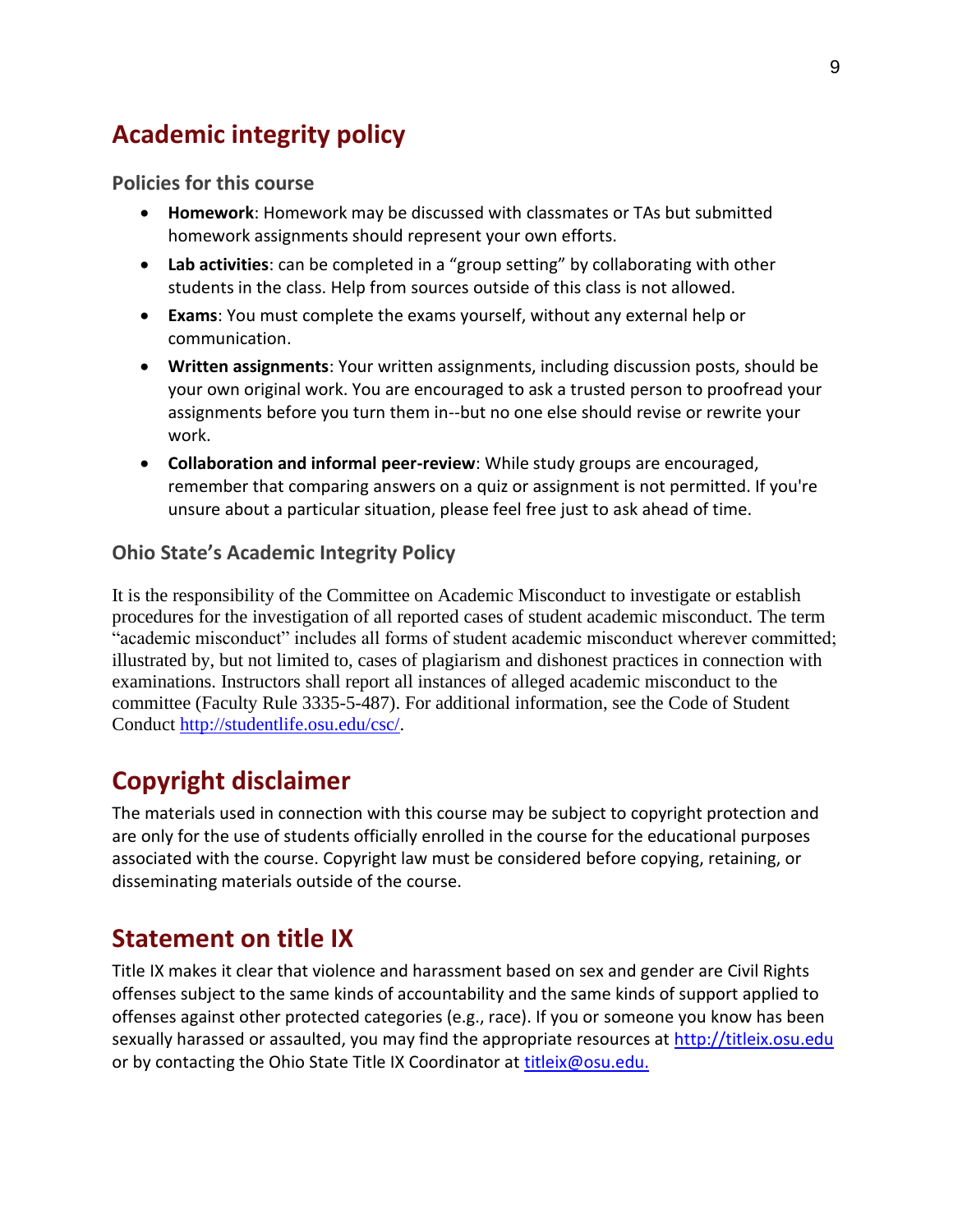## Academic integrity policy

### Policies for this course

- **Homework**: Homework may be discussed with classmates or TAs but submitted homework assignments should represent your own efforts.
- **Lab activities**: can be completed in a "group setting" by collaborating with other students in the class. Help from sources outside of this class is not allowed.
- **Exams**: You must complete the exams yourself, without any external help or communication.
- **Written assignments**: Your written assignments, including discussion posts, should be your own original work. You are encouraged to ask a trusted person to proofread your assignments before you turn them in--but no one else should revise or rewrite your work.
- **Collaboration and informal peer-review**: While study groups are encouraged, remember that comparing answers on a quiz or assignment is not permitted. If you're unsure about a particular situation, please feel free just to ask ahead of time.

### Ohio State's Academic Integrity Policy

It is the responsibility of the Committee on Academic Misconduct to investigate or establish procedures for the investigation of all reported cases of student academic misconduct. The term "academic misconduct" includes all forms of student academic misconduct wherever committed; illustrated by, but not limited to, cases of plagiarism and dishonest practices in connection with examinations. Instructors shall report all instances of alleged academic misconduct to the committee (Faculty Rule 3335-5-487). For additional information, see the Code of Student Conduct http://studentlife.osu.edu/csc/.

## Copyright disclaimer

The materials used in connection with this course may be subject to copyright protection and are only for the use of students officially enrolled in the course for the educational purposes associated with the course. Copyright law must be considered before copying, retaining, or disseminating materials outside of the course.

## Statement on title IX

Title IX makes it clear that violence and harassment based on sex and gender are Civil Rights offenses subject to the same kinds of accountability and the same kinds of support applied to offenses against other protected categories (e.g., race). If you or someone you know has been sexually harassed or assaulted, you may find the appropriate resources at http://titleix.osu.edu or by contacting the Ohio State Title IX Coordinator at titleix@osu.edu.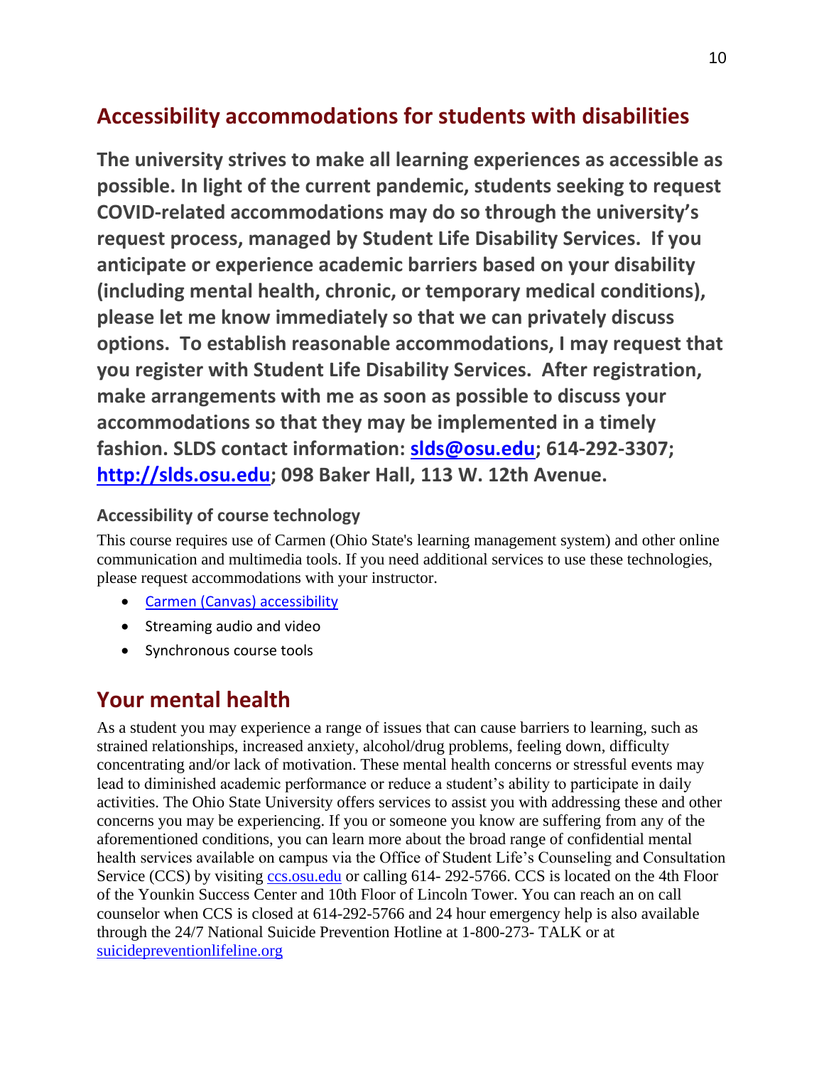## Accessibility accommodations for students with disabilities

**The university strives to make all learning experiences as accessible as possible. In light of the current pandemic, students seeking to request COVID-related accommodations may do so through the university's request process, managed by Student Life Disability Services. If you anticipate or experience academic barriers based on your disability (including mental health, chronic, or temporary medical conditions), please let me know immediately so that we can privately discuss options. To establish reasonable accommodations, I may request that you register with Student Life Disability Services. After registration, make arrangements with me as soon as possible to discuss your accommodations so that they may be implemented in a timely fashion. SLDS contact information: [slds@osu.edu](mailto:slds@osu.edu); 614-292-3307; [http://slds.osu.edu](http://slds.osu.edu); 098 Baker Hall, 113 W. 12th Avenue.**

### Accessibility of course technology

This course requires use of Carmen (Ohio State's learning management system) and other online communication and multimedia tools. If you need additional services to use these technologies, please request accommodations with your instructor.

- Carmen (Canvas) accessibility
- Streaming audio and video
- Synchronous course tools

## Your mental health

As a student you may experience a range of issues that can cause barriers to learning, such as strained relationships, increased anxiety, alcohol/drug problems, feeling down, difficulty concentrating and/or lack of motivation. These mental health concerns or stressful events may lead to diminished academic performance or reduce a student's ability to participate in daily activities. The Ohio State University offers services to assist you with addressing these and other concerns you may be experiencing. If you or someone you know are suffering from any of the aforementioned conditions, you can learn more about the broad range of confidential mental health services available on campus via the Office of Student Life's Counseling and Consultation Service (CCS) by visiting [ccs.osu.edu](http://ccs.osu.edu) or calling 614- 292-5766. CCS is located on the 4th Floor of the Younkin Success Center and 10th Floor of Lincoln Tower. You can reach an on call counselor when CCS is closed at 614-292-5766 and 24 hour emergency help is also available through the 24/7 National Suicide Prevention Hotline at 1-800-273- TALK or at [suicidepreventionlifeline.org](http://suicidepreventionlifeline.org)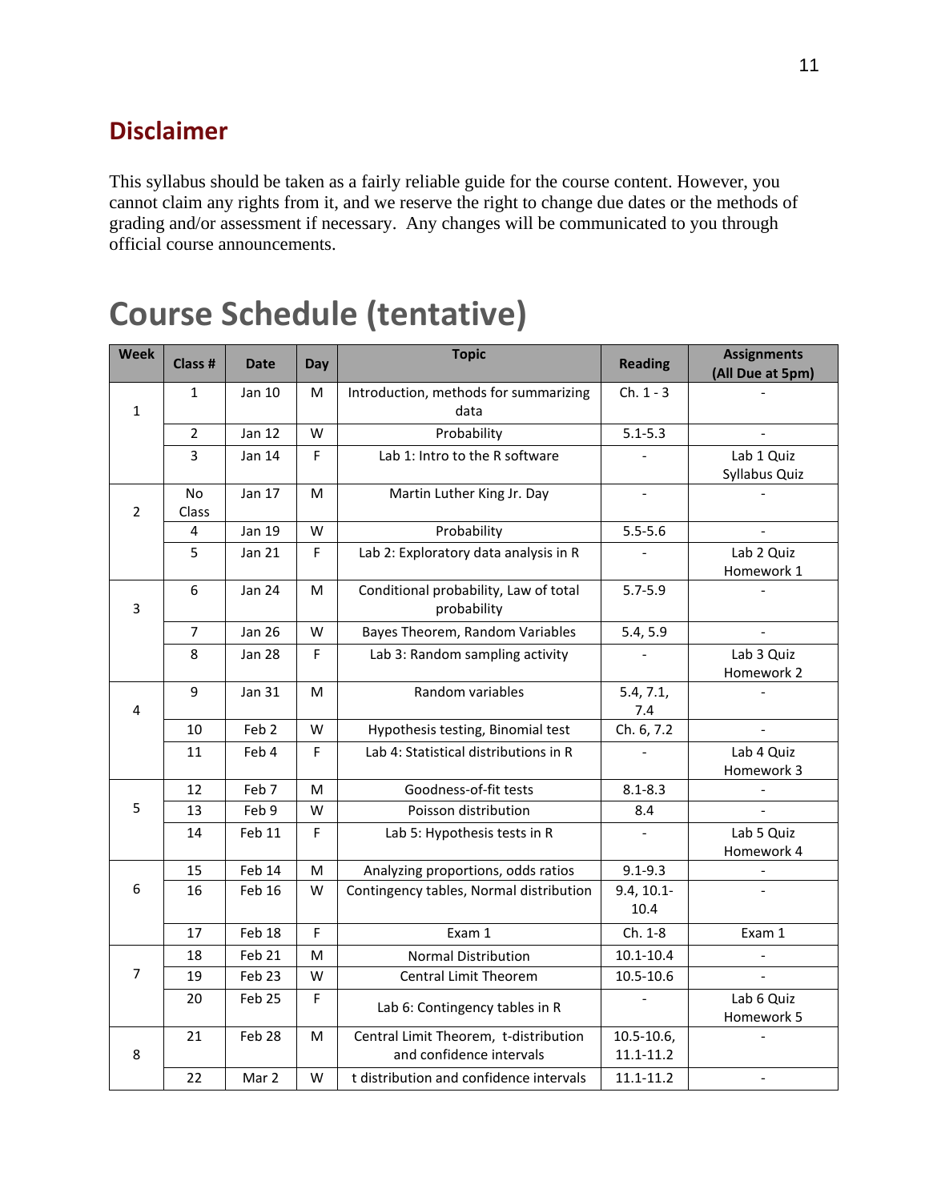## Disclaimer

This syllabus should be taken as a fairly reliable guide for the course content. However, you cannot claim any rights from it, and we reserve the right to change due dates or the methods of grading and/or assessment if necessary. Any changes will be communicated to you through official course announcements.

# Course Schedule (tentative)

| Week | Class # | Date | Day | Topic | Reading | Assignments (All Due at 5pm) |
|---|---|---|---|---|---|---|
| 1 | 1 | Jan 10 | M | Introduction, methods for summarizing data | Ch. 1 - 3 | - |
| | 2 | Jan 12 | W | Probability | 5.1-5.3 | - |
| | 3 | Jan 14 | F | Lab 1: Intro to the R software | - | Lab 1 Quiz Syllabus Quiz |
| 2 | No Class | Jan 17 | M | Martin Luther King Jr. Day | - | - |
| | 4 | Jan 19 | W | Probability | 5.5-5.6 | - |
| | 5 | Jan 21 | F | Lab 2: Exploratory data analysis in R | - | Lab 2 Quiz Homework 1 |
| 3 | 6 | Jan 24 | M | Conditional probability, Law of total probability | 5.7-5.9 | - |
| | 7 | Jan 26 | W | Bayes Theorem, Random Variables | 5.4, 5.9 | - |
| | 8 | Jan 28 | F | Lab 3: Random sampling activity | - | Lab 3 Quiz Homework 2 |
| 4 | 9 | Jan 31 | M | Random variables | 5.4, 7.1, 7.4 | - |
| | 10 | Feb 2 | W | Hypothesis testing, Binomial test | Ch. 6, 7.2 | - |
| | 11 | Feb 4 | F | Lab 4: Statistical distributions in R | - | Lab 4 Quiz Homework 3 |
| 5 | 12 | Feb 7 | M | Goodness-of-fit tests | 8.1-8.3 | - |
| | 13 | Feb 9 | W | Poisson distribution | 8.4 | - |
| | 14 | Feb 11 | F | Lab 5: Hypothesis tests in R | - | Lab 5 Quiz Homework 4 |
| 6 | 15 | Feb 14 | M | Analyzing proportions, odds ratios | 9.1-9.3 | - |
| | 16 | Feb 16 | W | Contingency tables, Normal distribution | 9.4, 10.1-10.4 | - |
| | 17 | Feb 18 | F | Exam 1 | Ch. 1-8 | Exam 1 |
| 7 | 18 | Feb 21 | M | Normal Distribution | 10.1-10.4 | - |
| | 19 | Feb 23 | W | Central Limit Theorem | 10.5-10.6 | - |
| | 20 | Feb 25 | F | Lab 6: Contingency tables in R | - | Lab 6 Quiz Homework 5 |
| 8 | 21 | Feb 28 | M | Central Limit Theorem, t-distribution and confidence intervals | 10.5-10.6, 11.1-11.2 | - |
| | 22 | Mar 2 | W | t distribution and confidence intervals | 11.1-11.2 | - |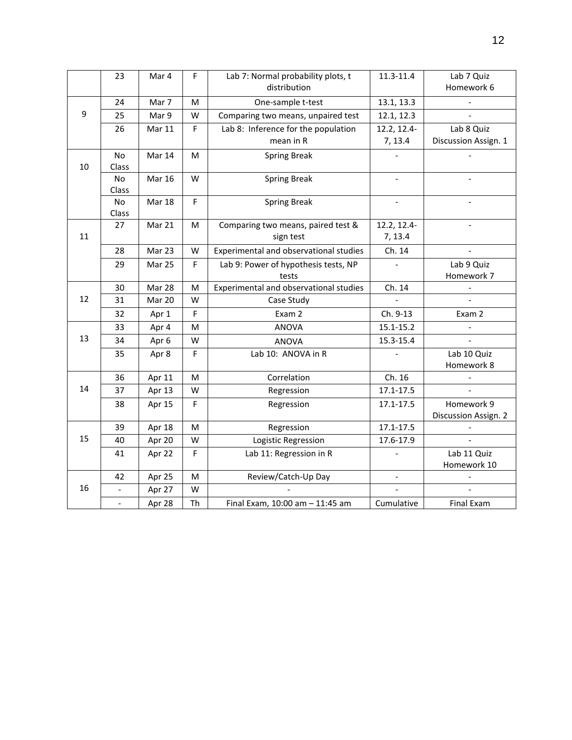| | | | | | | |
|---|---|---|---|---|---|---|
| | 23 | Mar 4 | F | Lab 7: Normal probability plots, t distribution | 11.3-11.4 | Lab 7 Quiz Homework 6 |
| 9 | 24 | Mar 7 | M | One-sample t-test | 13.1, 13.3 | - |
| | 25 | Mar 9 | W | Comparing two means, unpaired test | 12.1, 12.3 | - |
| | 26 | Mar 11 | F | Lab 8: Inference for the population mean in R | 12.2, 12.4-7, 13.4 | Lab 8 Quiz Discussion Assign. 1 |
| 10 | No Class | Mar 14 | M | Spring Break | - | - |
| | No Class | Mar 16 | W | Spring Break | - | - |
| | No Class | Mar 18 | F | Spring Break | - | - |
| 11 | 27 | Mar 21 | M | Comparing two means, paired test & sign test | 12.2, 12.4-7, 13.4 | - |
| | 28 | Mar 23 | W | Experimental and observational studies | Ch. 14 | - |
| | 29 | Mar 25 | F | Lab 9: Power of hypothesis tests, NP tests | - | Lab 9 Quiz Homework 7 |
| 12 | 30 | Mar 28 | M | Experimental and observational studies | Ch. 14 | - |
| | 31 | Mar 20 | W | Case Study | - | - |
| | 32 | Apr 1 | F | Exam 2 | Ch. 9-13 | Exam 2 |
| 13 | 33 | Apr 4 | M | ANOVA | 15.1-15.2 | - |
| | 34 | Apr 6 | W | ANOVA | 15.3-15.4 | - |
| | 35 | Apr 8 | F | Lab 10: ANOVA in R | - | Lab 10 Quiz Homework 8 |
| 14 | 36 | Apr 11 | M | Correlation | Ch. 16 | - |
| | 37 | Apr 13 | W | Regression | 17.1-17.5 | - |
| | 38 | Apr 15 | F | Regression | 17.1-17.5 | Homework 9 Discussion Assign. 2 |
| 15 | 39 | Apr 18 | M | Regression | 17.1-17.5 | - |
| | 40 | Apr 20 | W | Logistic Regression | 17.6-17.9 | - |
| | 41 | Apr 22 | F | Lab 11: Regression in R | - | Lab 11 Quiz Homework 10 |
| 16 | 42 | Apr 25 | M | Review/Catch-Up Day | - | - |
| | - | Apr 27 | W | - | - | - |
| | - | Apr 28 | Th | Final Exam, 10:00 am – 11:45 am | Cumulative | Final Exam |